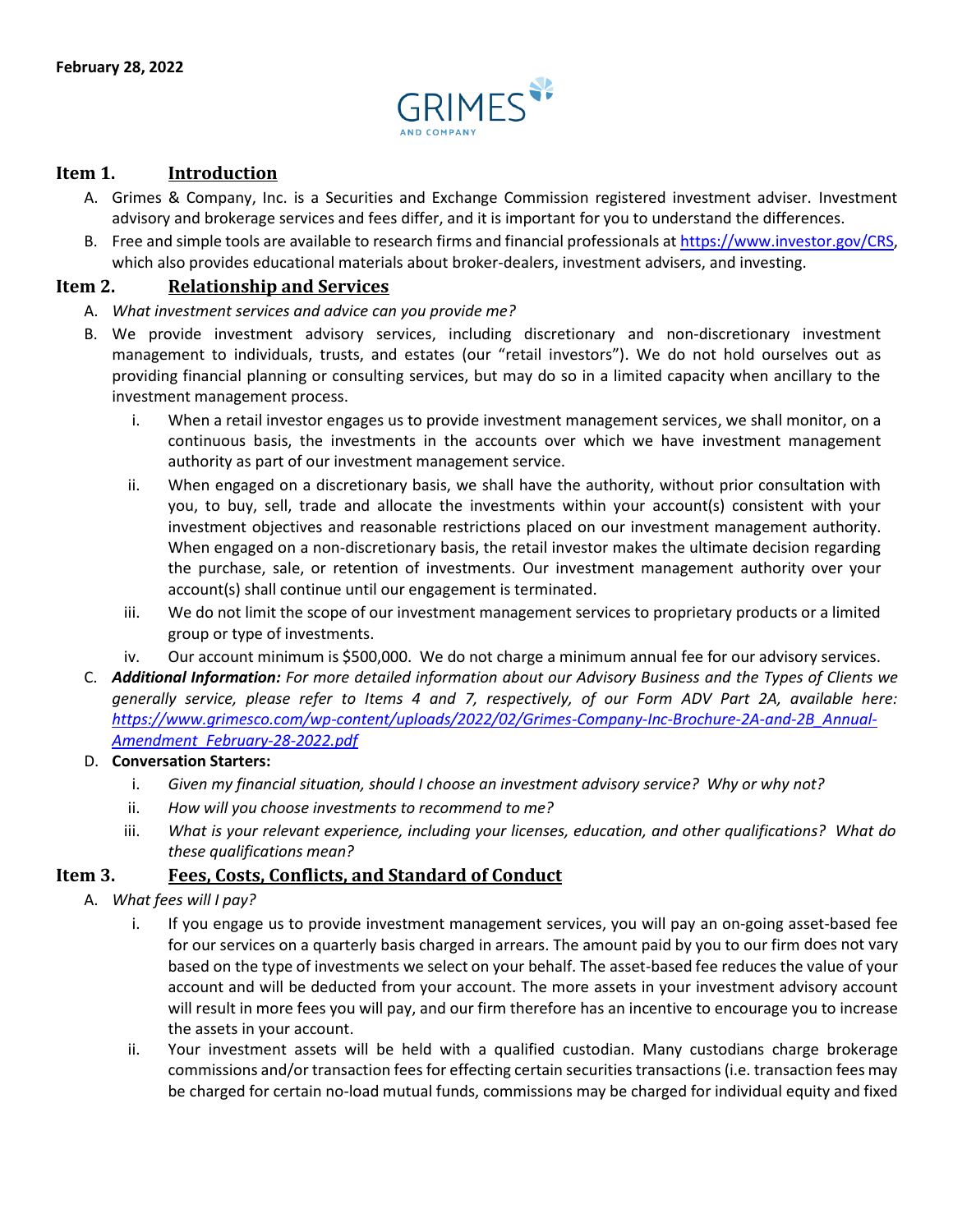February 28, 2022

GRIMES AND COMPANY

## Item 1. Introduction

A. Grimes & Company, Inc. is a Securities and Exchange Commission registered investment adviser. Investment advisory and brokerage services and fees differ, and it is important for you to understand the differences.

B. Free and simple tools are available to research firms and financial professionals at https://www.investor.gov/CRS, which also provides educational materials about broker-dealers, investment advisers, and investing.

## Item 2. Relationship and Services

A. *What investment services and advice can you provide me?*

B. We provide investment advisory services, including discretionary and non-discretionary investment management to individuals, trusts, and estates (our "retail investors"). We do not hold ourselves out as providing financial planning or consulting services, but may do so in a limited capacity when ancillary to the investment management process.

   i. When a retail investor engages us to provide investment management services, we shall monitor, on a continuous basis, the investments in the accounts over which we have investment management authority as part of our investment management service.

   ii. When engaged on a discretionary basis, we shall have the authority, without prior consultation with you, to buy, sell, trade and allocate the investments within your account(s) consistent with your investment objectives and reasonable restrictions placed on our investment management authority. When engaged on a non-discretionary basis, the retail investor makes the ultimate decision regarding the purchase, sale, or retention of investments. Our investment management authority over your account(s) shall continue until our engagement is terminated.

   iii. We do not limit the scope of our investment management services to proprietary products or a limited group or type of investments.

   iv. Our account minimum is $500,000. We do not charge a minimum annual fee for our advisory services.

C. ***Additional Information:*** *For more detailed information about our Advisory Business and the Types of Clients we generally service, please refer to Items 4 and 7, respectively, of our Form ADV Part 2A, available here: https://www.grimesco.com/wp-content/uploads/2022/02/Grimes-Company-Inc-Brochure-2A-and-2B_Annual-Amendment_February-28-2022.pdf*

D. **Conversation Starters:**

   i. *Given my financial situation, should I choose an investment advisory service? Why or why not?*

   ii. *How will you choose investments to recommend to me?*

   iii. *What is your relevant experience, including your licenses, education, and other qualifications? What do these qualifications mean?*

## Item 3. Fees, Costs, Conflicts, and Standard of Conduct

A. *What fees will I pay?*

   i. If you engage us to provide investment management services, you will pay an on-going asset-based fee for our services on a quarterly basis charged in arrears. The amount paid by you to our firm does not vary based on the type of investments we select on your behalf. The asset-based fee reduces the value of your account and will be deducted from your account. The more assets in your investment advisory account will result in more fees you will pay, and our firm therefore has an incentive to encourage you to increase the assets in your account.

   ii. Your investment assets will be held with a qualified custodian. Many custodians charge brokerage commissions and/or transaction fees for effecting certain securities transactions (i.e. transaction fees may be charged for certain no-load mutual funds, commissions may be charged for individual equity and fixed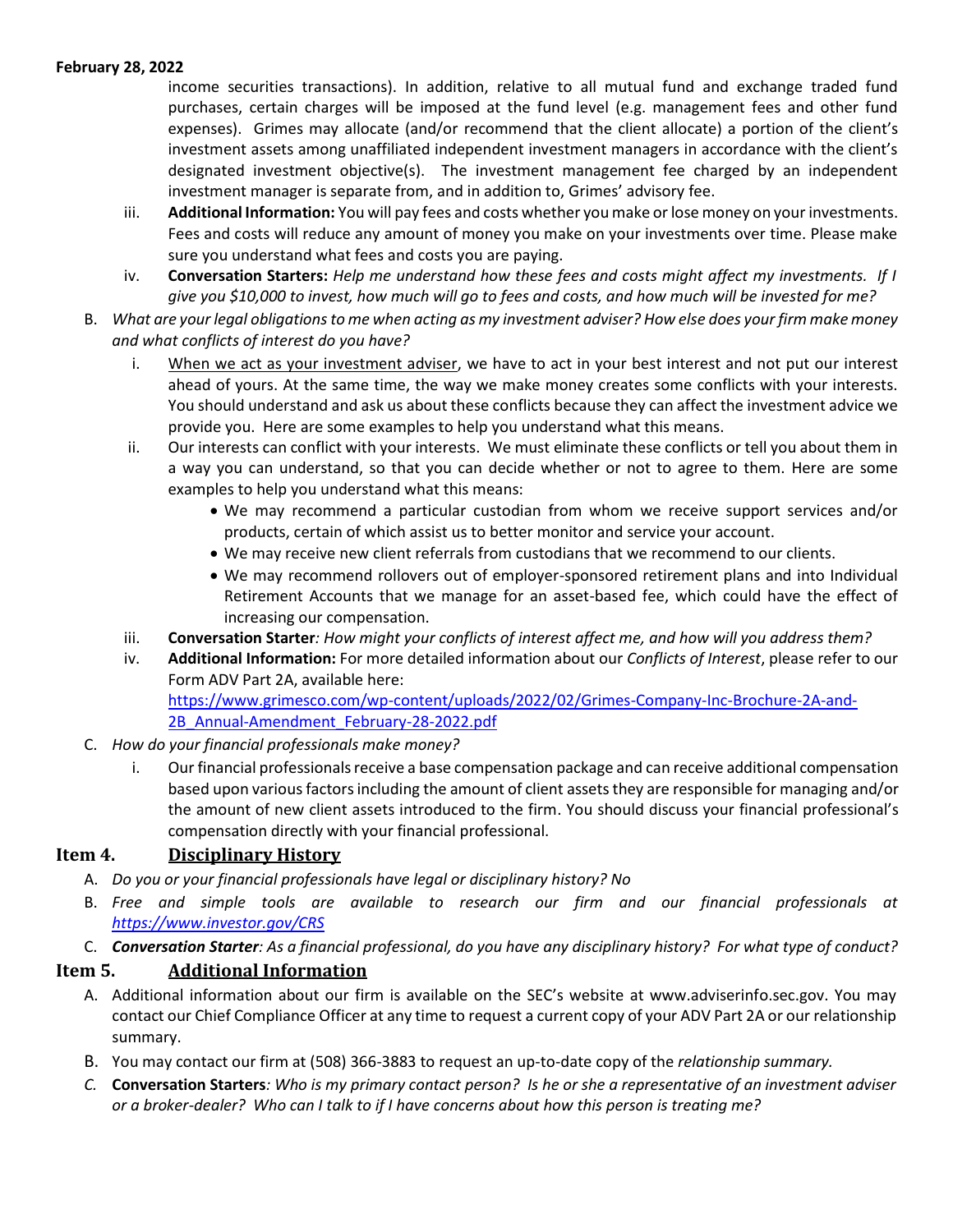income securities transactions). In addition, relative to all mutual fund and exchange traded fund purchases, certain charges will be imposed at the fund level (e.g. management fees and other fund expenses). Grimes may allocate (and/or recommend that the client allocate) a portion of the client's investment assets among unaffiliated independent investment managers in accordance with the client's designated investment objective(s). The investment management fee charged by an independent investment manager is separate from, and in addition to, Grimes' advisory fee.

iii. **Additional Information:** You will pay fees and costs whether you make or lose money on your investments. Fees and costs will reduce any amount of money you make on your investments over time. Please make sure you understand what fees and costs you are paying.

iv. **Conversation Starters:** *Help me understand how these fees and costs might affect my investments. If I give you $10,000 to invest, how much will go to fees and costs, and how much will be invested for me?*

B. *What are your legal obligations to me when acting as my investment adviser? How else does your firm make money and what conflicts of interest do you have?*

i. <u>When we act as your investment adviser</u>, we have to act in your best interest and not put our interest ahead of yours. At the same time, the way we make money creates some conflicts with your interests. You should understand and ask us about these conflicts because they can affect the investment advice we provide you. Here are some examples to help you understand what this means.

ii. Our interests can conflict with your interests. We must eliminate these conflicts or tell you about them in a way you can understand, so that you can decide whether or not to agree to them. Here are some examples to help you understand what this means:

- We may recommend a particular custodian from whom we receive support services and/or products, certain of which assist us to better monitor and service your account.
- We may receive new client referrals from custodians that we recommend to our clients.
- We may recommend rollovers out of employer-sponsored retirement plans and into Individual Retirement Accounts that we manage for an asset-based fee, which could have the effect of increasing our compensation.

iii. **Conversation Starter**: *How might your conflicts of interest affect me, and how will you address them?*

iv. **Additional Information:** For more detailed information about our *Conflicts of Interest*, please refer to our Form ADV Part 2A, available here: https://www.grimesco.com/wp-content/uploads/2022/02/Grimes-Company-Inc-Brochure-2A-and-2B_Annual-Amendment_February-28-2022.pdf

C. *How do your financial professionals make money?*

i. Our financial professionals receive a base compensation package and can receive additional compensation based upon various factors including the amount of client assets they are responsible for managing and/or the amount of new client assets introduced to the firm. You should discuss your financial professional's compensation directly with your financial professional.

## Item 4. <u>Disciplinary History</u>

A. *Do you or your financial professionals have legal or disciplinary history? No*

B. *Free and simple tools are available to research our firm and our financial professionals at https://www.investor.gov/CRS*

C. ***Conversation Starter****: As a financial professional, do you have any disciplinary history? For what type of conduct?*

## Item 5. <u>Additional Information</u>

A. Additional information about our firm is available on the SEC's website at www.adviserinfo.sec.gov. You may contact our Chief Compliance Officer at any time to request a current copy of your ADV Part 2A or our relationship summary.

B. You may contact our firm at (508) 366-3883 to request an up-to-date copy of the *relationship summary.*

*C.* **Conversation Starters***: Who is my primary contact person? Is he or she a representative of an investment adviser or a broker-dealer? Who can I talk to if I have concerns about how this person is treating me?*